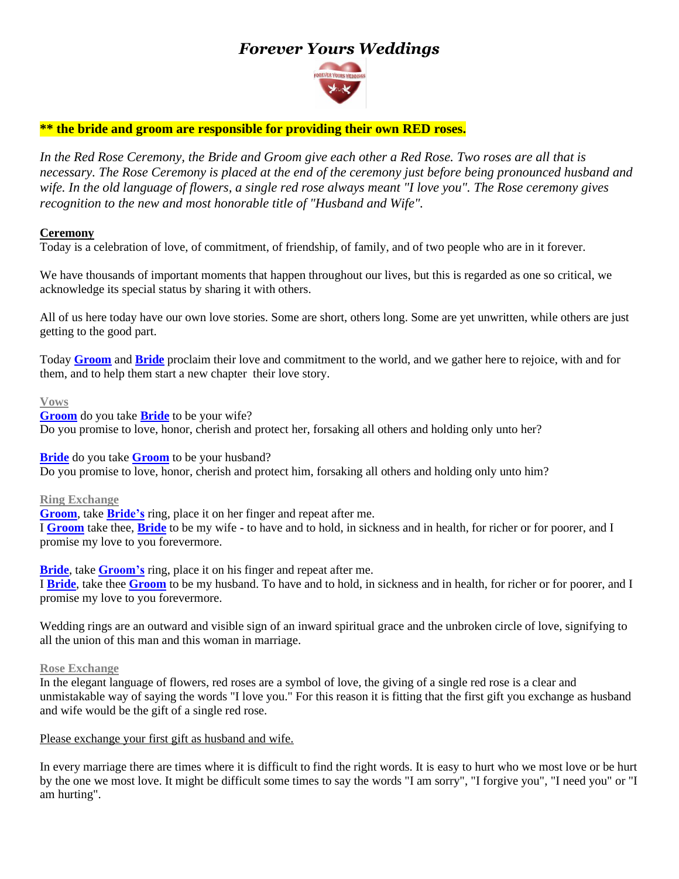# *Forever Yours Weddings*

**\*\* the bride and groom are responsible for providing their own RED roses.**

*In the Red Rose Ceremony, the Bride and Groom give each other a Red Rose. Two roses are all that is necessary. The Rose Ceremony is placed at the end of the ceremony just before being pronounced husband and wife. In the old language of flowers, a single red rose always meant "I love you". The Rose ceremony gives recognition to the new and most honorable title of "Husband and Wife".*

**Ceremony**

Today is a celebration of love, of commitment, of friendship, of family, and of two people who are in it forever.

We have thousands of important moments that happen throughout our lives, but this is regarded as one so critical, we acknowledge its special status by sharing it with others.

All of us here today have our own love stories. Some are short, others long. Some are yet unwritten, while others are just getting to the good part.

Today **Groom** and **Bride** proclaim their love and commitment to the world, and we gather here to rejoice, with and for them, and to help them start a new chapter their love story.

**Vows**

**Groom** do you take **Bride** to be your wife?
Do you promise to love, honor, cherish and protect her, forsaking all others and holding only unto her?

**Bride** do you take **Groom** to be your husband?
Do you promise to love, honor, cherish and protect him, forsaking all others and holding only unto him?

**Ring Exchange**

**Groom**, take **Bride's** ring, place it on her finger and repeat after me.
I **Groom** take thee, **Bride** to be my wife - to have and to hold, in sickness and in health, for richer or for poorer, and I promise my love to you forevermore.

**Bride**, take **Groom's** ring, place it on his finger and repeat after me.
I **Bride**, take thee **Groom** to be my husband. To have and to hold, in sickness and in health, for richer or for poorer, and I promise my love to you forevermore.

Wedding rings are an outward and visible sign of an inward spiritual grace and the unbroken circle of love, signifying to all the union of this man and this woman in marriage.

**Rose Exchange**

In the elegant language of flowers, red roses are a symbol of love, the giving of a single red rose is a clear and unmistakable way of saying the words "I love you." For this reason it is fitting that the first gift you exchange as husband and wife would be the gift of a single red rose.

Please exchange your first gift as husband and wife.

In every marriage there are times where it is difficult to find the right words. It is easy to hurt who we most love or be hurt by the one we most love. It might be difficult some times to say the words "I am sorry", "I forgive you", "I need you" or "I am hurting".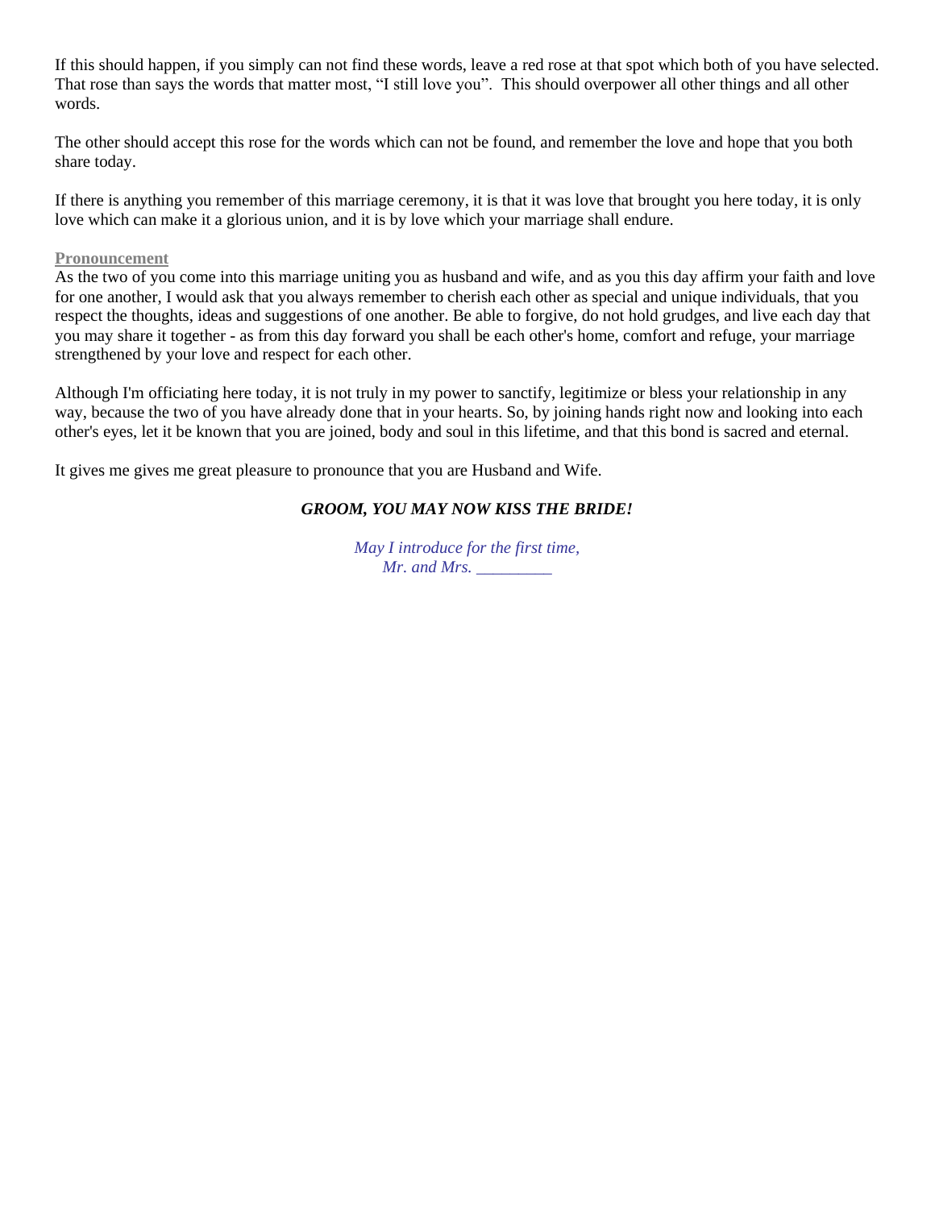If this should happen, if you simply can not find these words, leave a red rose at that spot which both of you have selected. That rose than says the words that matter most, “I still love you”. This should overpower all other things and all other words.

The other should accept this rose for the words which can not be found, and remember the love and hope that you both share today.

If there is anything you remember of this marriage ceremony, it is that it was love that brought you here today, it is only love which can make it a glorious union, and it is by love which your marriage shall endure.

**Pronouncement**

As the two of you come into this marriage uniting you as husband and wife, and as you this day affirm your faith and love for one another, I would ask that you always remember to cherish each other as special and unique individuals, that you respect the thoughts, ideas and suggestions of one another. Be able to forgive, do not hold grudges, and live each day that you may share it together - as from this day forward you shall be each other's home, comfort and refuge, your marriage strengthened by your love and respect for each other.

Although I'm officiating here today, it is not truly in my power to sanctify, legitimize or bless your relationship in any way, because the two of you have already done that in your hearts. So, by joining hands right now and looking into each other's eyes, let it be known that you are joined, body and soul in this lifetime, and that this bond is sacred and eternal.

It gives me gives me great pleasure to pronounce that you are Husband and Wife.

***GROOM, YOU MAY NOW KISS THE BRIDE!***

*May I introduce for the first time,*
*Mr. and Mrs. _________*